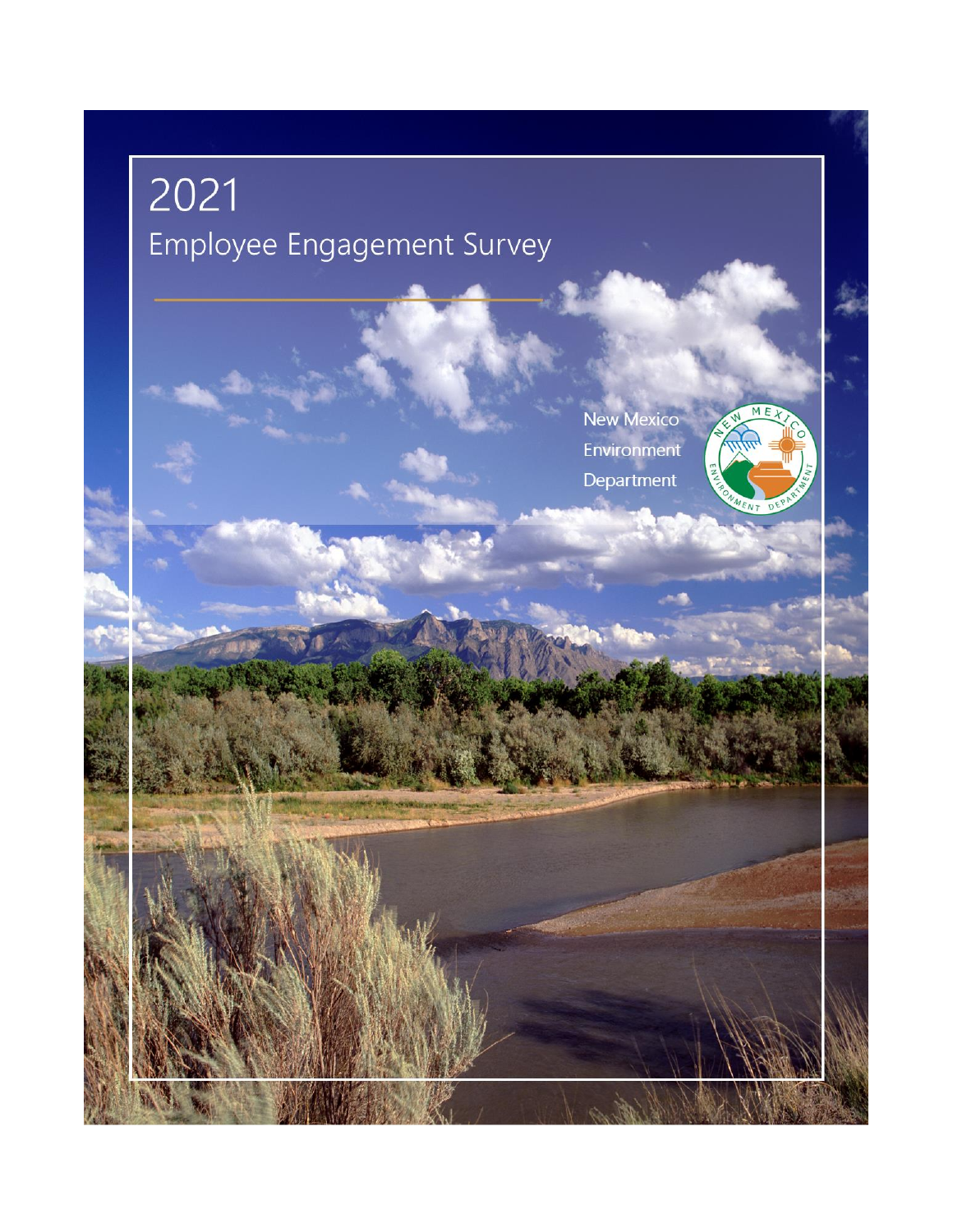# 2021

## Employee Engagement Survey

New Mexico Environment Department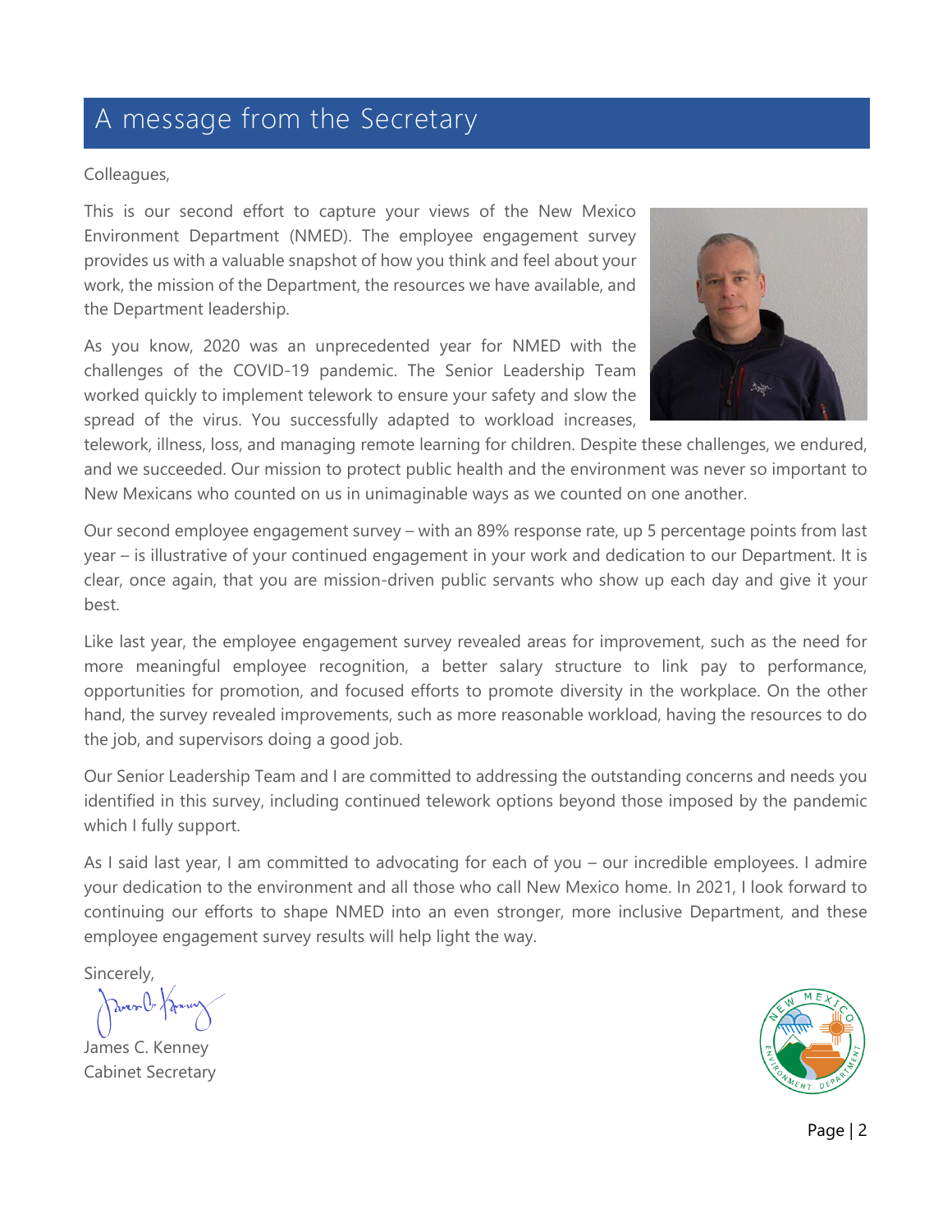# A message from the Secretary

Colleagues,

This is our second effort to capture your views of the New Mexico Environment Department (NMED). The employee engagement survey provides us with a valuable snapshot of how you think and feel about your work, the mission of the Department, the resources we have available, and the Department leadership.

As you know, 2020 was an unprecedented year for NMED with the challenges of the COVID-19 pandemic. The Senior Leadership Team worked quickly to implement telework to ensure your safety and slow the spread of the virus. You successfully adapted to workload increases, telework, illness, loss, and managing remote learning for children. Despite these challenges, we endured, and we succeeded. Our mission to protect public health and the environment was never so important to New Mexicans who counted on us in unimaginable ways as we counted on one another.

Our second employee engagement survey – with an 89% response rate, up 5 percentage points from last year – is illustrative of your continued engagement in your work and dedication to our Department. It is clear, once again, that you are mission-driven public servants who show up each day and give it your best.

Like last year, the employee engagement survey revealed areas for improvement, such as the need for more meaningful employee recognition, a better salary structure to link pay to performance, opportunities for promotion, and focused efforts to promote diversity in the workplace. On the other hand, the survey revealed improvements, such as more reasonable workload, having the resources to do the job, and supervisors doing a good job.

Our Senior Leadership Team and I are committed to addressing the outstanding concerns and needs you identified in this survey, including continued telework options beyond those imposed by the pandemic which I fully support.

As I said last year, I am committed to advocating for each of you – our incredible employees. I admire your dedication to the environment and all those who call New Mexico home. In 2021, I look forward to continuing our efforts to shape NMED into an even stronger, more inclusive Department, and these employee engagement survey results will help light the way.

Sincerely,

James C. Kenney
Cabinet Secretary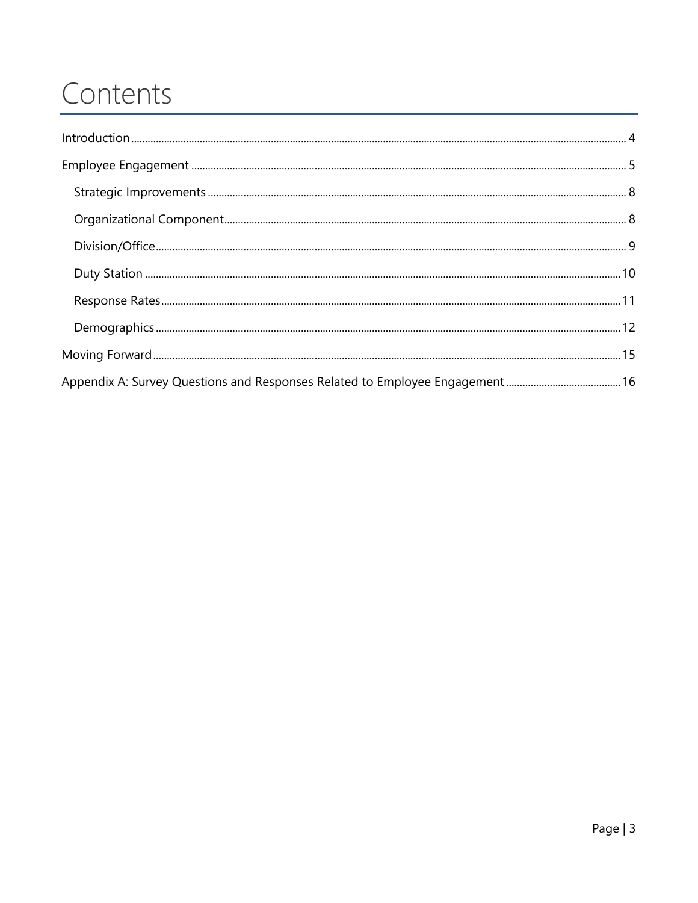# Contents

- Introduction ........ 4
- Employee Engagement ........ 5
  - Strategic Improvements ........ 8
  - Organizational Component ........ 8
  - Division/Office ........ 9
  - Duty Station ........ 10
  - Response Rates ........ 11
  - Demographics ........ 12
- Moving Forward ........ 15
- Appendix A: Survey Questions and Responses Related to Employee Engagement ........ 16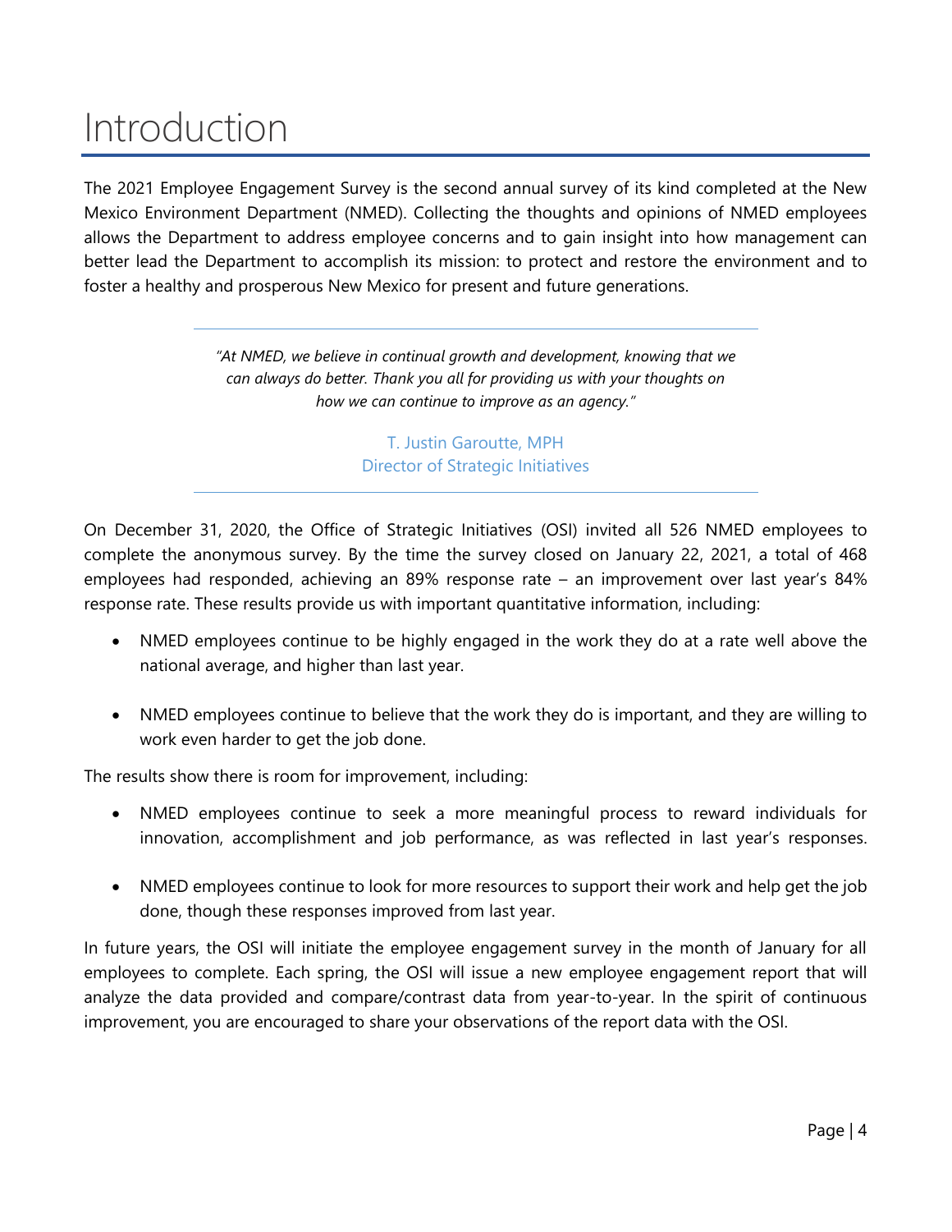# Introduction

The 2021 Employee Engagement Survey is the second annual survey of its kind completed at the New Mexico Environment Department (NMED). Collecting the thoughts and opinions of NMED employees allows the Department to address employee concerns and to gain insight into how management can better lead the Department to accomplish its mission: to protect and restore the environment and to foster a healthy and prosperous New Mexico for present and future generations.

---

> *"At NMED, we believe in continual growth and development, knowing that we can always do better. Thank you all for providing us with your thoughts on how we can continue to improve as an agency."*
>
> T. Justin Garoutte, MPH
> Director of Strategic Initiatives

---

On December 31, 2020, the Office of Strategic Initiatives (OSI) invited all 526 NMED employees to complete the anonymous survey. By the time the survey closed on January 22, 2021, a total of 468 employees had responded, achieving an 89% response rate – an improvement over last year's 84% response rate. These results provide us with important quantitative information, including:

- NMED employees continue to be highly engaged in the work they do at a rate well above the national average, and higher than last year.
- NMED employees continue to believe that the work they do is important, and they are willing to work even harder to get the job done.

The results show there is room for improvement, including:

- NMED employees continue to seek a more meaningful process to reward individuals for innovation, accomplishment and job performance, as was reflected in last year's responses.
- NMED employees continue to look for more resources to support their work and help get the job done, though these responses improved from last year.

In future years, the OSI will initiate the employee engagement survey in the month of January for all employees to complete. Each spring, the OSI will issue a new employee engagement report that will analyze the data provided and compare/contrast data from year-to-year. In the spirit of continuous improvement, you are encouraged to share your observations of the report data with the OSI.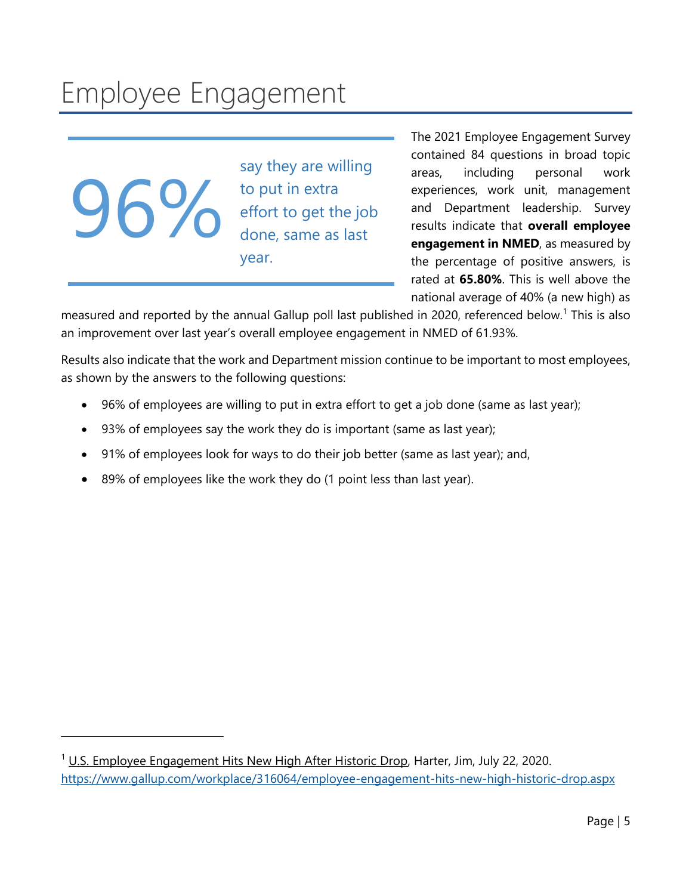# Employee Engagement

**96%** say they are willing to put in extra effort to get the job done, same as last year.

The 2021 Employee Engagement Survey contained 84 questions in broad topic areas, including personal work experiences, work unit, management and Department leadership. Survey results indicate that **overall employee engagement in NMED**, as measured by the percentage of positive answers, is rated at **65.80%**. This is well above the national average of 40% (a new high) as measured and reported by the annual Gallup poll last published in 2020, referenced below.[1] This is also an improvement over last year's overall employee engagement in NMED of 61.93%.

Results also indicate that the work and Department mission continue to be important to most employees, as shown by the answers to the following questions:

- 96% of employees are willing to put in extra effort to get a job done (same as last year);
- 93% of employees say the work they do is important (same as last year);
- 91% of employees look for ways to do their job better (same as last year); and,
- 89% of employees like the work they do (1 point less than last year).

---

[1] U.S. Employee Engagement Hits New High After Historic Drop, Harter, Jim, July 22, 2020. https://www.gallup.com/workplace/316064/employee-engagement-hits-new-high-historic-drop.aspx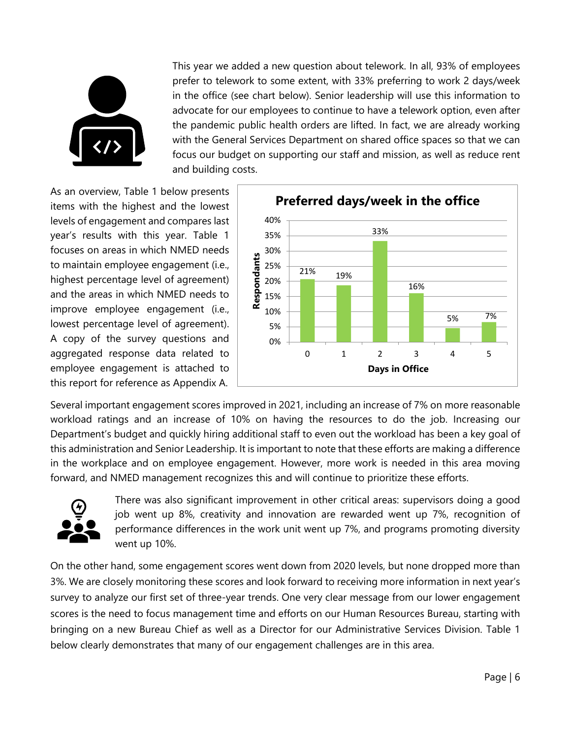This year we added a new question about telework. In all, 93% of employees prefer to telework to some extent, with 33% preferring to work 2 days/week in the office (see chart below). Senior leadership will use this information to advocate for our employees to continue to have a telework option, even after the pandemic public health orders are lifted. In fact, we are already working with the General Services Department on shared office spaces so that we can focus our budget on supporting our staff and mission, as well as reduce rent and building costs.

As an overview, Table 1 below presents items with the highest and the lowest levels of engagement and compares last year's results with this year. Table 1 focuses on areas in which NMED needs to maintain employee engagement (i.e., highest percentage level of agreement) and the areas in which NMED needs to improve employee engagement (i.e., lowest percentage level of agreement). A copy of the survey questions and aggregated response data related to employee engagement is attached to this report for reference as Appendix A.

**Preferred days/week in the office**

| Days in Office | Respondants |
|---|---|
| 0 | 21% |
| 1 | 19% |
| 2 | 33% |
| 3 | 16% |
| 4 | 5% |
| 5 | 7% |

Several important engagement scores improved in 2021, including an increase of 7% on more reasonable workload ratings and an increase of 10% on having the resources to do the job. Increasing our Department's budget and quickly hiring additional staff to even out the workload has been a key goal of this administration and Senior Leadership. It is important to note that these efforts are making a difference in the workplace and on employee engagement. However, more work is needed in this area moving forward, and NMED management recognizes this and will continue to prioritize these efforts.

There was also significant improvement in other critical areas: supervisors doing a good job went up 8%, creativity and innovation are rewarded went up 7%, recognition of performance differences in the work unit went up 7%, and programs promoting diversity went up 10%.

On the other hand, some engagement scores went down from 2020 levels, but none dropped more than 3%. We are closely monitoring these scores and look forward to receiving more information in next year's survey to analyze our first set of three-year trends. One very clear message from our lower engagement scores is the need to focus management time and efforts on our Human Resources Bureau, starting with bringing on a new Bureau Chief as well as a Director for our Administrative Services Division. Table 1 below clearly demonstrates that many of our engagement challenges are in this area.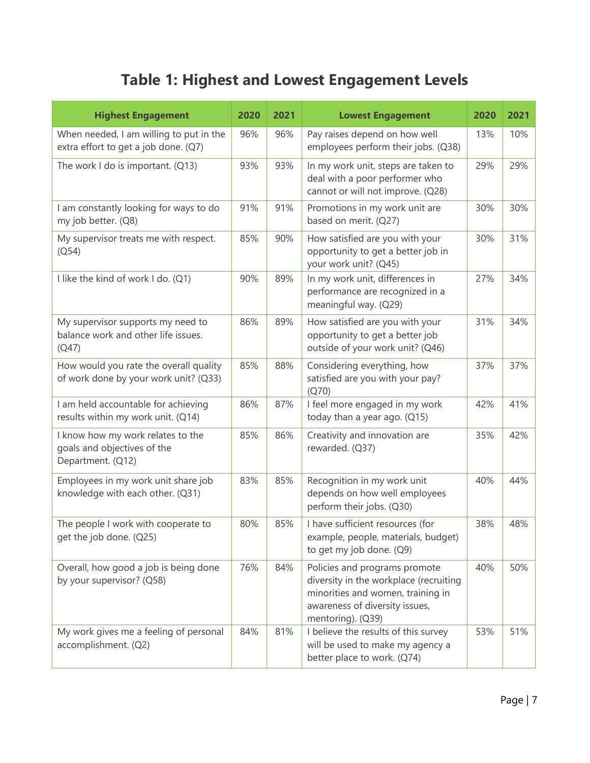# Table 1: Highest and Lowest Engagement Levels

| Highest Engagement | 2020 | 2021 | Lowest Engagement | 2020 | 2021 |
|---|---|---|---|---|---|
| When needed, I am willing to put in the extra effort to get a job done. (Q7) | 96% | 96% | Pay raises depend on how well employees perform their jobs. (Q38) | 13% | 10% |
| The work I do is important. (Q13) | 93% | 93% | In my work unit, steps are taken to deal with a poor performer who cannot or will not improve. (Q28) | 29% | 29% |
| I am constantly looking for ways to do my job better. (Q8) | 91% | 91% | Promotions in my work unit are based on merit. (Q27) | 30% | 30% |
| My supervisor treats me with respect. (Q54) | 85% | 90% | How satisfied are you with your opportunity to get a better job in your work unit? (Q45) | 30% | 31% |
| I like the kind of work I do. (Q1) | 90% | 89% | In my work unit, differences in performance are recognized in a meaningful way. (Q29) | 27% | 34% |
| My supervisor supports my need to balance work and other life issues. (Q47) | 86% | 89% | How satisfied are you with your opportunity to get a better job outside of your work unit? (Q46) | 31% | 34% |
| How would you rate the overall quality of work done by your work unit? (Q33) | 85% | 88% | Considering everything, how satisfied are you with your pay? (Q70) | 37% | 37% |
| I am held accountable for achieving results within my work unit. (Q14) | 86% | 87% | I feel more engaged in my work today than a year ago. (Q15) | 42% | 41% |
| I know how my work relates to the goals and objectives of the Department. (Q12) | 85% | 86% | Creativity and innovation are rewarded. (Q37) | 35% | 42% |
| Employees in my work unit share job knowledge with each other. (Q31) | 83% | 85% | Recognition in my work unit depends on how well employees perform their jobs. (Q30) | 40% | 44% |
| The people I work with cooperate to get the job done. (Q25) | 80% | 85% | I have sufficient resources (for example, people, materials, budget) to get my job done. (Q9) | 38% | 48% |
| Overall, how good a job is being done by your supervisor? (Q58) | 76% | 84% | Policies and programs promote diversity in the workplace (recruiting minorities and women, training in awareness of diversity issues, mentoring). (Q39) | 40% | 50% |
| My work gives me a feeling of personal accomplishment. (Q2) | 84% | 81% | I believe the results of this survey will be used to make my agency a better place to work. (Q74) | 53% | 51% |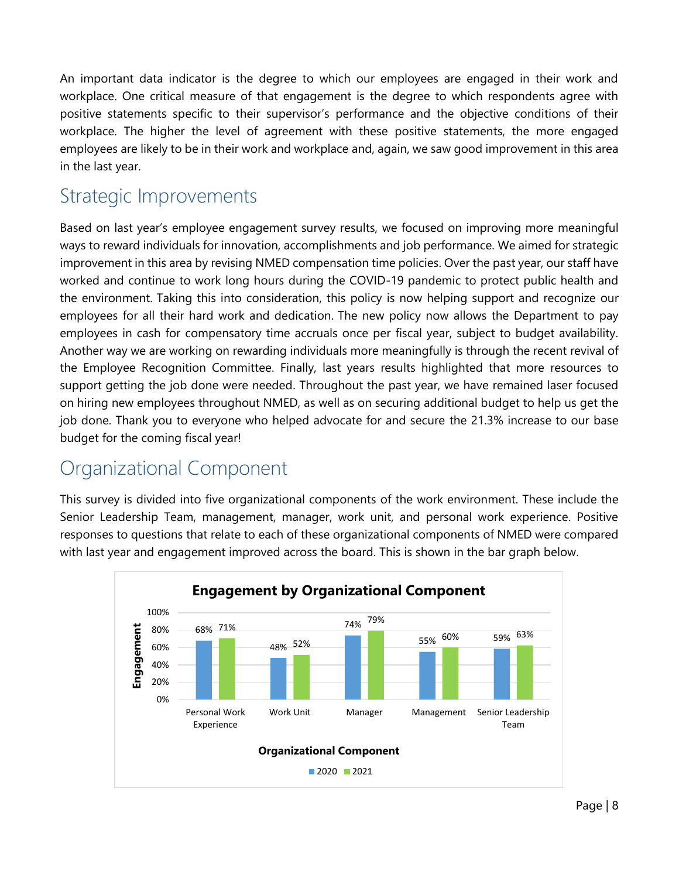An important data indicator is the degree to which our employees are engaged in their work and workplace. One critical measure of that engagement is the degree to which respondents agree with positive statements specific to their supervisor's performance and the objective conditions of their workplace. The higher the level of agreement with these positive statements, the more engaged employees are likely to be in their work and workplace and, again, we saw good improvement in this area in the last year.

## Strategic Improvements

Based on last year's employee engagement survey results, we focused on improving more meaningful ways to reward individuals for innovation, accomplishments and job performance. We aimed for strategic improvement in this area by revising NMED compensation time policies. Over the past year, our staff have worked and continue to work long hours during the COVID-19 pandemic to protect public health and the environment. Taking this into consideration, this policy is now helping support and recognize our employees for all their hard work and dedication. The new policy now allows the Department to pay employees in cash for compensatory time accruals once per fiscal year, subject to budget availability. Another way we are working on rewarding individuals more meaningfully is through the recent revival of the Employee Recognition Committee. Finally, last years results highlighted that more resources to support getting the job done were needed. Throughout the past year, we have remained laser focused on hiring new employees throughout NMED, as well as on securing additional budget to help us get the job done. Thank you to everyone who helped advocate for and secure the 21.3% increase to our base budget for the coming fiscal year!

## Organizational Component

This survey is divided into five organizational components of the work environment. These include the Senior Leadership Team, management, manager, work unit, and personal work experience. Positive responses to questions that relate to each of these organizational components of NMED were compared with last year and engagement improved across the board. This is shown in the bar graph below.

**Engagement by Organizational Component**

| Organizational Component | 2020 | 2021 |
|---|---|---|
| Personal Work Experience | 68% | 71% |
| Work Unit | 48% | 52% |
| Manager | 74% | 79% |
| Management | 55% | 60% |
| Senior Leadership Team | 59% | 63% |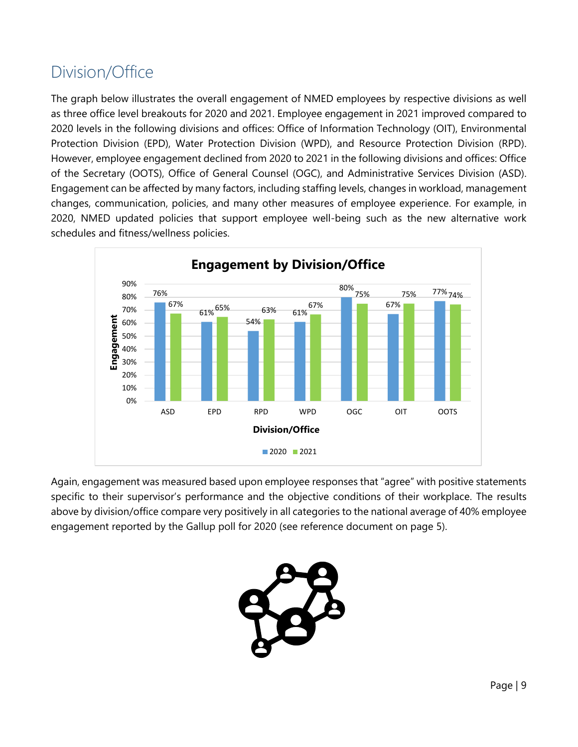## Division/Office

The graph below illustrates the overall engagement of NMED employees by respective divisions as well as three office level breakouts for 2020 and 2021. Employee engagement in 2021 improved compared to 2020 levels in the following divisions and offices: Office of Information Technology (OIT), Environmental Protection Division (EPD), Water Protection Division (WPD), and Resource Protection Division (RPD). However, employee engagement declined from 2020 to 2021 in the following divisions and offices: Office of the Secretary (OOTS), Office of General Counsel (OGC), and Administrative Services Division (ASD). Engagement can be affected by many factors, including staffing levels, changes in workload, management changes, communication, policies, and many other measures of employee experience. For example, in 2020, NMED updated policies that support employee well-being such as the new alternative work schedules and fitness/wellness policies.

**Engagement by Division/Office**

| Division/Office | 2020 | 2021 |
|---|---|---|
| ASD | 76% | 67% |
| EPD | 61% | 65% |
| RPD | 54% | 63% |
| WPD | 61% | 67% |
| OGC | 80% | 75% |
| OIT | 67% | 75% |
| OOTS | 77% | 74% |

Again, engagement was measured based upon employee responses that "agree" with positive statements specific to their supervisor's performance and the objective conditions of their workplace. The results above by division/office compare very positively in all categories to the national average of 40% employee engagement reported by the Gallup poll for 2020 (see reference document on page 5).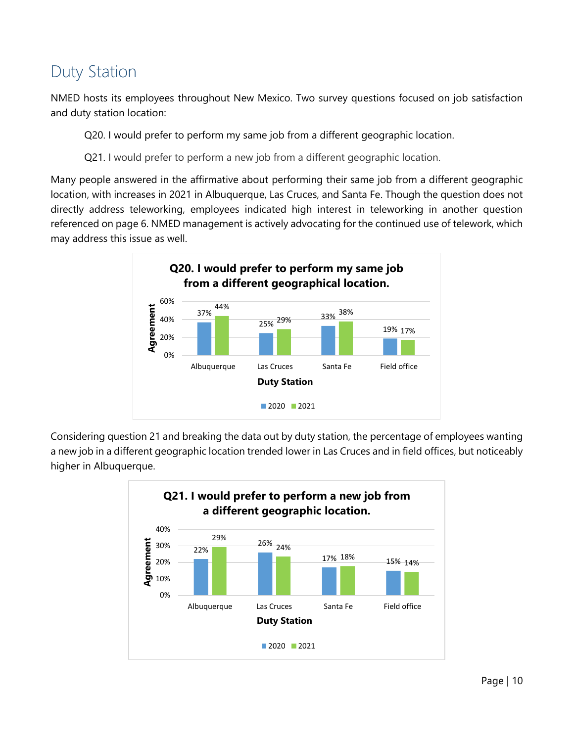# Duty Station

NMED hosts its employees throughout New Mexico. Two survey questions focused on job satisfaction and duty station location:

> Q20. I would prefer to perform my same job from a different geographic location.
>
> Q21. I would prefer to perform a new job from a different geographic location.

Many people answered in the affirmative about performing their same job from a different geographic location, with increases in 2021 in Albuquerque, Las Cruces, and Santa Fe. Though the question does not directly address teleworking, employees indicated high interest in teleworking in another question referenced on page 6. NMED management is actively advocating for the continued use of telework, which may address this issue as well.

**Q20. I would prefer to perform my same job from a different geographical location.**

| Duty Station | 2020 | 2021 |
|---|---|---|
| Albuquerque | 37% | 44% |
| Las Cruces | 25% | 29% |
| Santa Fe | 33% | 38% |
| Field office | 19% | 17% |

Considering question 21 and breaking the data out by duty station, the percentage of employees wanting a new job in a different geographic location trended lower in Las Cruces and in field offices, but noticeably higher in Albuquerque.

**Q21. I would prefer to perform a new job from a different geographic location.**

| Duty Station | 2020 | 2021 |
|---|---|---|
| Albuquerque | 22% | 29% |
| Las Cruces | 26% | 24% |
| Santa Fe | 17% | 18% |
| Field office | 15% | 14% |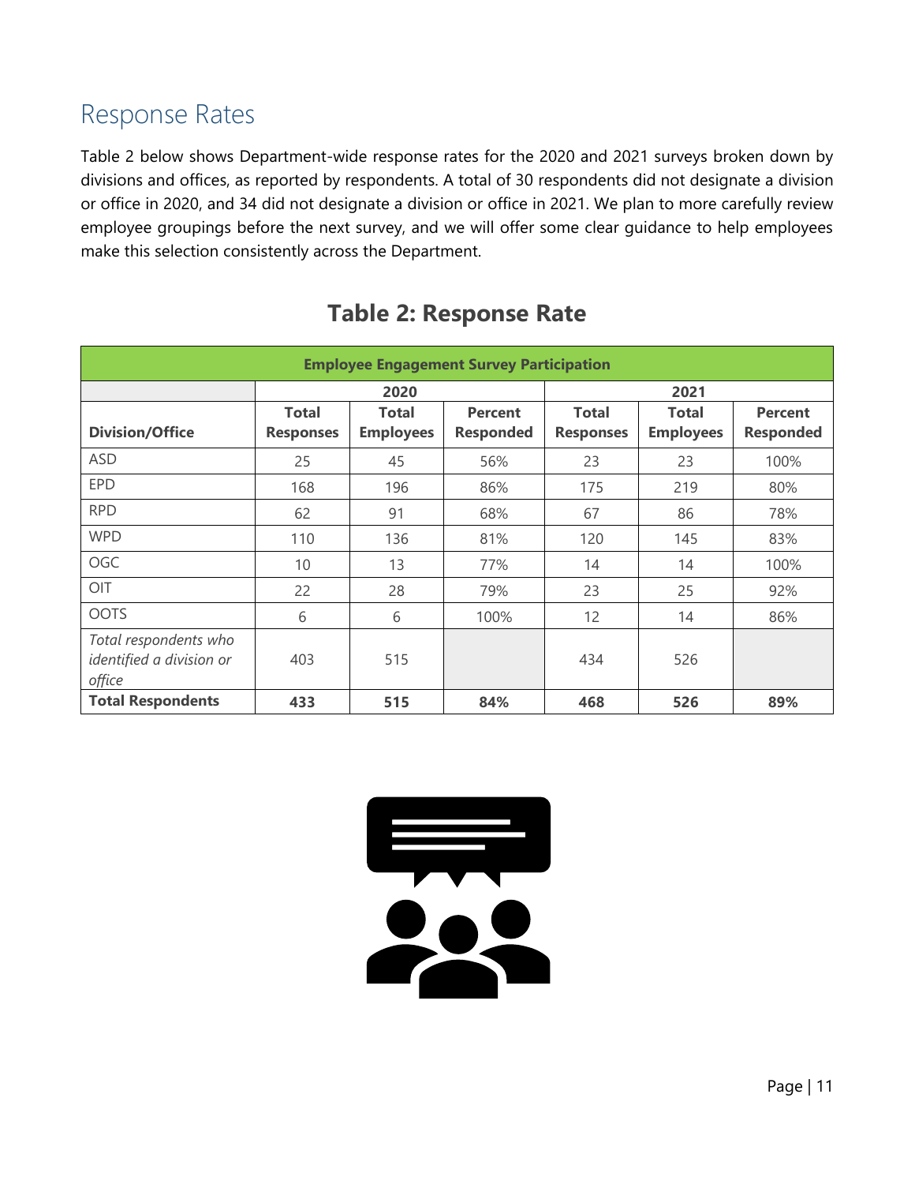## Response Rates

Table 2 below shows Department-wide response rates for the 2020 and 2021 surveys broken down by divisions and offices, as reported by respondents. A total of 30 respondents did not designate a division or office in 2020, and 34 did not designate a division or office in 2021. We plan to more carefully review employee groupings before the next survey, and we will offer some clear guidance to help employees make this selection consistently across the Department.

## Table 2: Response Rate

| Employee Engagement Survey Participation | | | | | | |
|---|---|---|---|---|---|---|
| | 2020 | | | 2021 | | |
| **Division/Office** | **Total Responses** | **Total Employees** | **Percent Responded** | **Total Responses** | **Total Employees** | **Percent Responded** |
| ASD | 25 | 45 | 56% | 23 | 23 | 100% |
| EPD | 168 | 196 | 86% | 175 | 219 | 80% |
| RPD | 62 | 91 | 68% | 67 | 86 | 78% |
| WPD | 110 | 136 | 81% | 120 | 145 | 83% |
| OGC | 10 | 13 | 77% | 14 | 14 | 100% |
| OIT | 22 | 28 | 79% | 23 | 25 | 92% |
| OOTS | 6 | 6 | 100% | 12 | 14 | 86% |
| *Total respondents who identified a division or office* | 403 | 515 | | 434 | 526 | |
| **Total Respondents** | **433** | **515** | **84%** | **468** | **526** | **89%** |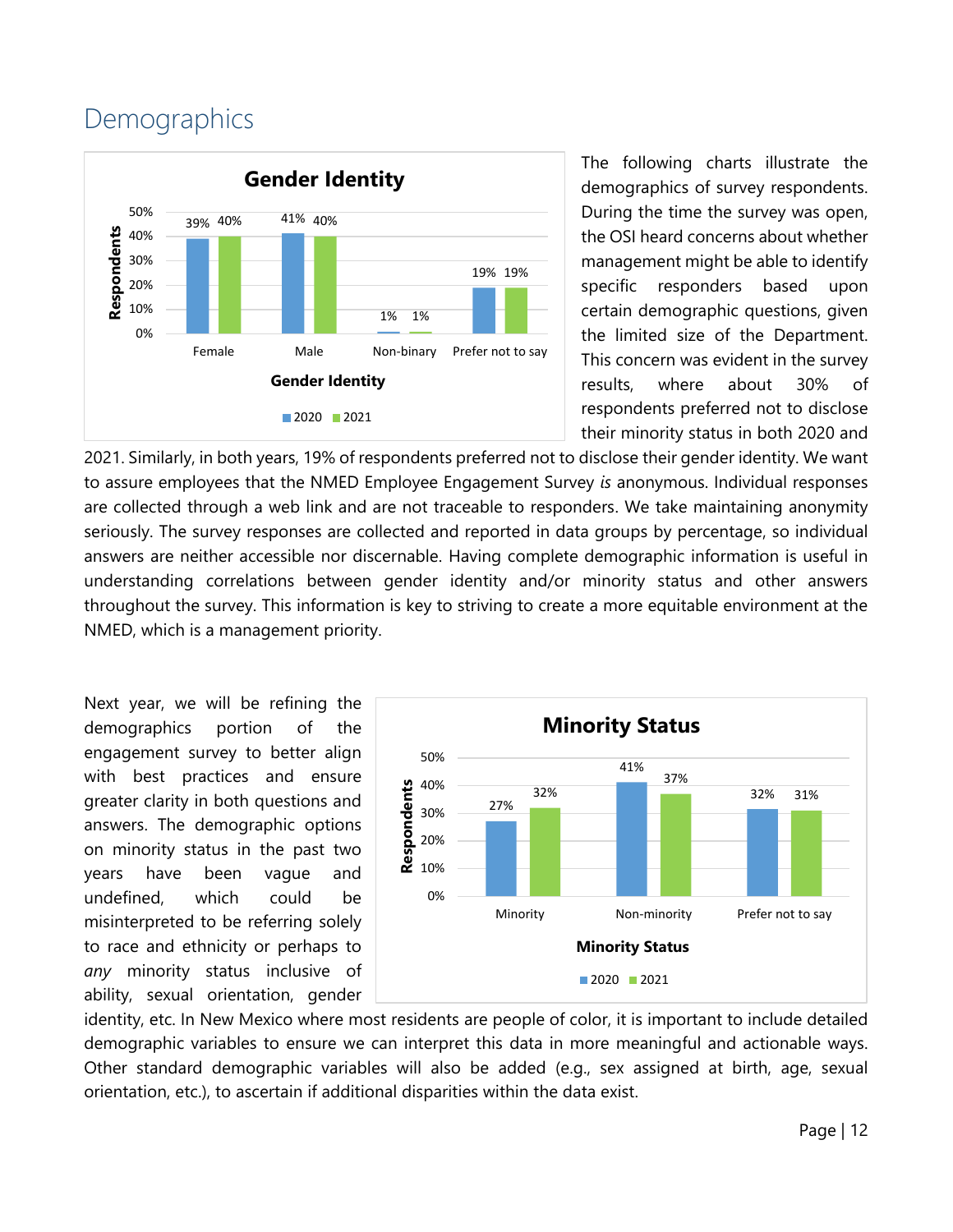## Demographics

**Gender Identity**

| Gender Identity | 2020 | 2021 |
|---|---|---|
| Female | 39% | 40% |
| Male | 41% | 40% |
| Non-binary | 1% | 1% |
| Prefer not to say | 19% | 19% |

The following charts illustrate the demographics of survey respondents. During the time the survey was open, the OSI heard concerns about whether management might be able to identify specific responders based upon certain demographic questions, given the limited size of the Department. This concern was evident in the survey results, where about 30% of respondents preferred not to disclose their minority status in both 2020 and 2021. Similarly, in both years, 19% of respondents preferred not to disclose their gender identity. We want to assure employees that the NMED Employee Engagement Survey *is* anonymous. Individual responses are collected through a web link and are not traceable to responders. We take maintaining anonymity seriously. The survey responses are collected and reported in data groups by percentage, so individual answers are neither accessible nor discernable. Having complete demographic information is useful in understanding correlations between gender identity and/or minority status and other answers throughout the survey. This information is key to striving to create a more equitable environment at the NMED, which is a management priority.

**Minority Status**

| Minority Status | 2020 | 2021 |
|---|---|---|
| Minority | 27% | 32% |
| Non-minority | 41% | 37% |
| Prefer not to say | 32% | 31% |

Next year, we will be refining the demographics portion of the engagement survey to better align with best practices and ensure greater clarity in both questions and answers. The demographic options on minority status in the past two years have been vague and undefined, which could be misinterpreted to be referring solely to race and ethnicity or perhaps to *any* minority status inclusive of ability, sexual orientation, gender identity, etc. In New Mexico where most residents are people of color, it is important to include detailed demographic variables to ensure we can interpret this data in more meaningful and actionable ways. Other standard demographic variables will also be added (e.g., sex assigned at birth, age, sexual orientation, etc.), to ascertain if additional disparities within the data exist.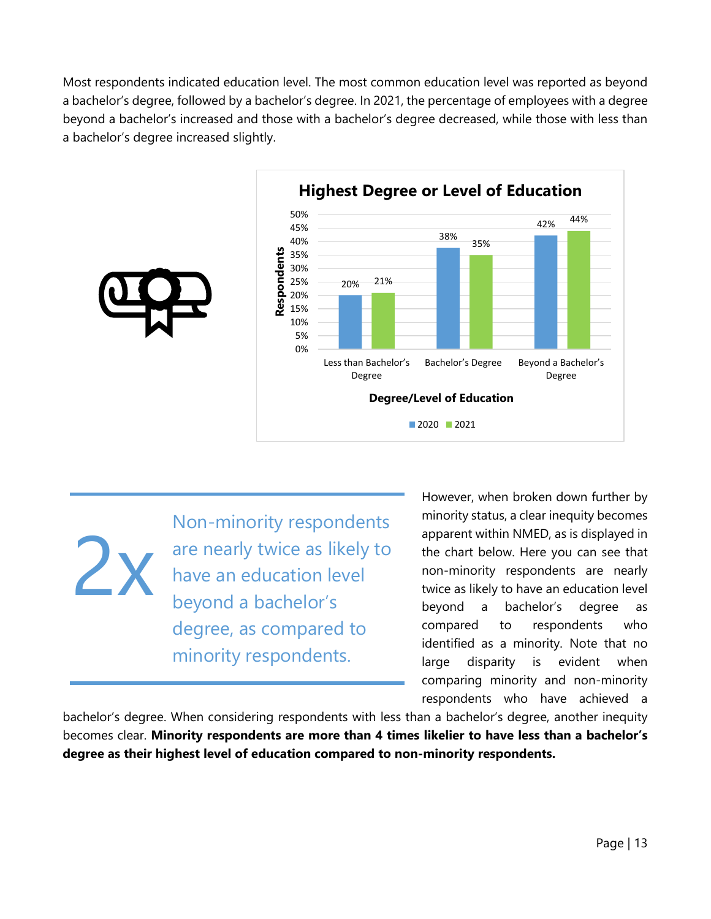Most respondents indicated education level. The most common education level was reported as beyond a bachelor's degree, followed by a bachelor's degree. In 2021, the percentage of employees with a degree beyond a bachelor's increased and those with a bachelor's degree decreased, while those with less than a bachelor's degree increased slightly.

**Highest Degree or Level of Education**

| Degree/Level of Education | 2020 | 2021 |
|---|---|---|
| Less than Bachelor's Degree | 20% | 21% |
| Bachelor's Degree | 38% | 35% |
| Beyond a Bachelor's Degree | 42% | 44% |

2x Non-minority respondents are nearly twice as likely to have an education level beyond a bachelor's degree, as compared to minority respondents.

However, when broken down further by minority status, a clear inequity becomes apparent within NMED, as is displayed in the chart below. Here you can see that non-minority respondents are nearly twice as likely to have an education level beyond a bachelor's degree as compared to respondents who identified as a minority. Note that no large disparity is evident when comparing minority and non-minority respondents who have achieved a bachelor's degree. When considering respondents with less than a bachelor's degree, another inequity becomes clear. **Minority respondents are more than 4 times likelier to have less than a bachelor's degree as their highest level of education compared to non-minority respondents.**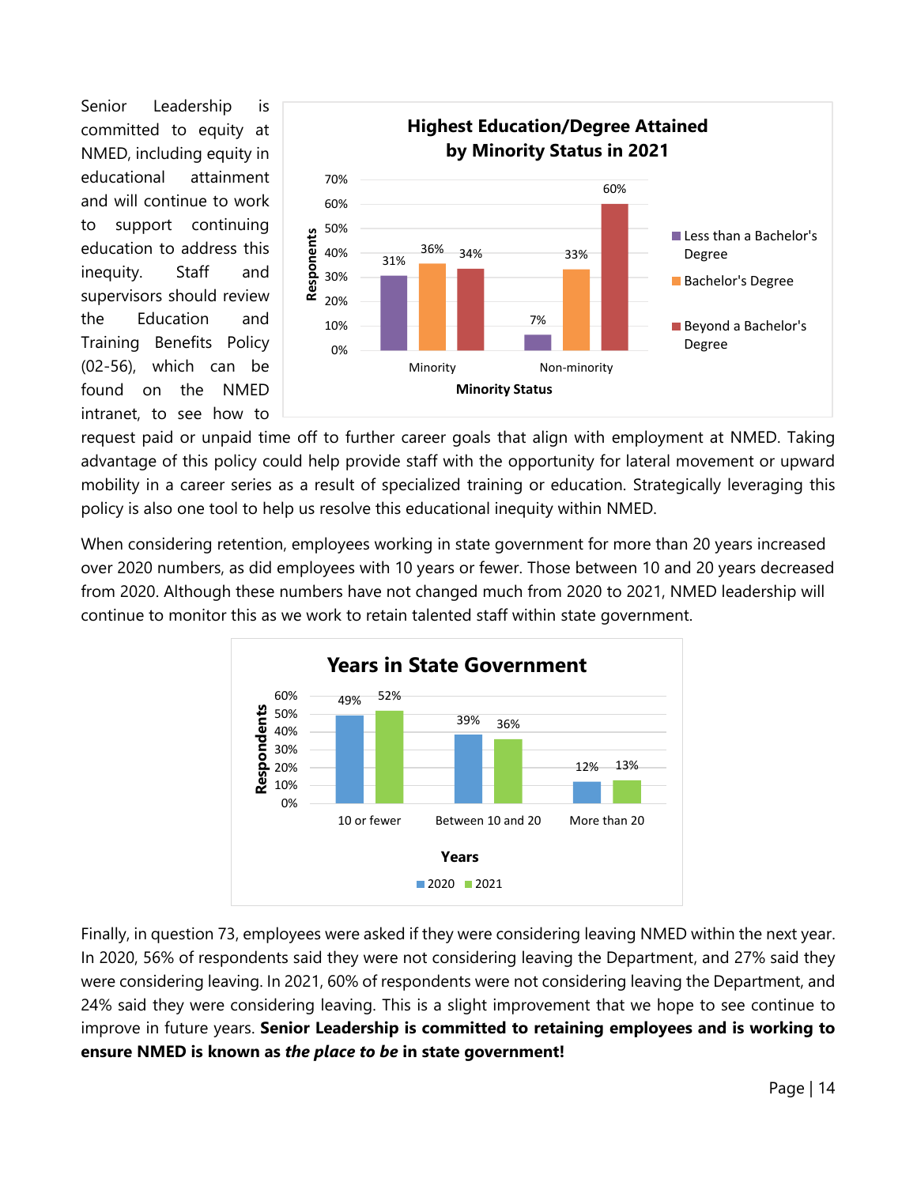Senior Leadership is committed to equity at NMED, including equity in educational attainment and will continue to work to support continuing education to address this inequity. Staff and supervisors should review the Education and Training Benefits Policy (02-56), which can be found on the NMED intranet, to see how to request paid or unpaid time off to further career goals that align with employment at NMED. Taking advantage of this policy could help provide staff with the opportunity for lateral movement or upward mobility in a career series as a result of specialized training or education. Strategically leveraging this policy is also one tool to help us resolve this educational inequity within NMED.

**Highest Education/Degree Attained by Minority Status in 2021**

| Minority Status | Less than a Bachelor's Degree | Bachelor's Degree | Beyond a Bachelor's Degree |
|---|---|---|---|
| Minority | 31% | 36% | 34% |
| Non-minority | 7% | 33% | 60% |

When considering retention, employees working in state government for more than 20 years increased over 2020 numbers, as did employees with 10 years or fewer. Those between 10 and 20 years decreased from 2020. Although these numbers have not changed much from 2020 to 2021, NMED leadership will continue to monitor this as we work to retain talented staff within state government.

**Years in State Government**

| Years | 2020 | 2021 |
|---|---|---|
| 10 or fewer | 49% | 52% |
| Between 10 and 20 | 39% | 36% |
| More than 20 | 12% | 13% |

Finally, in question 73, employees were asked if they were considering leaving NMED within the next year. In 2020, 56% of respondents said they were not considering leaving the Department, and 27% said they were considering leaving. In 2021, 60% of respondents were not considering leaving the Department, and 24% said they were considering leaving. This is a slight improvement that we hope to see continue to improve in future years. **Senior Leadership is committed to retaining employees and is working to ensure NMED is known as *the place to be* in state government!**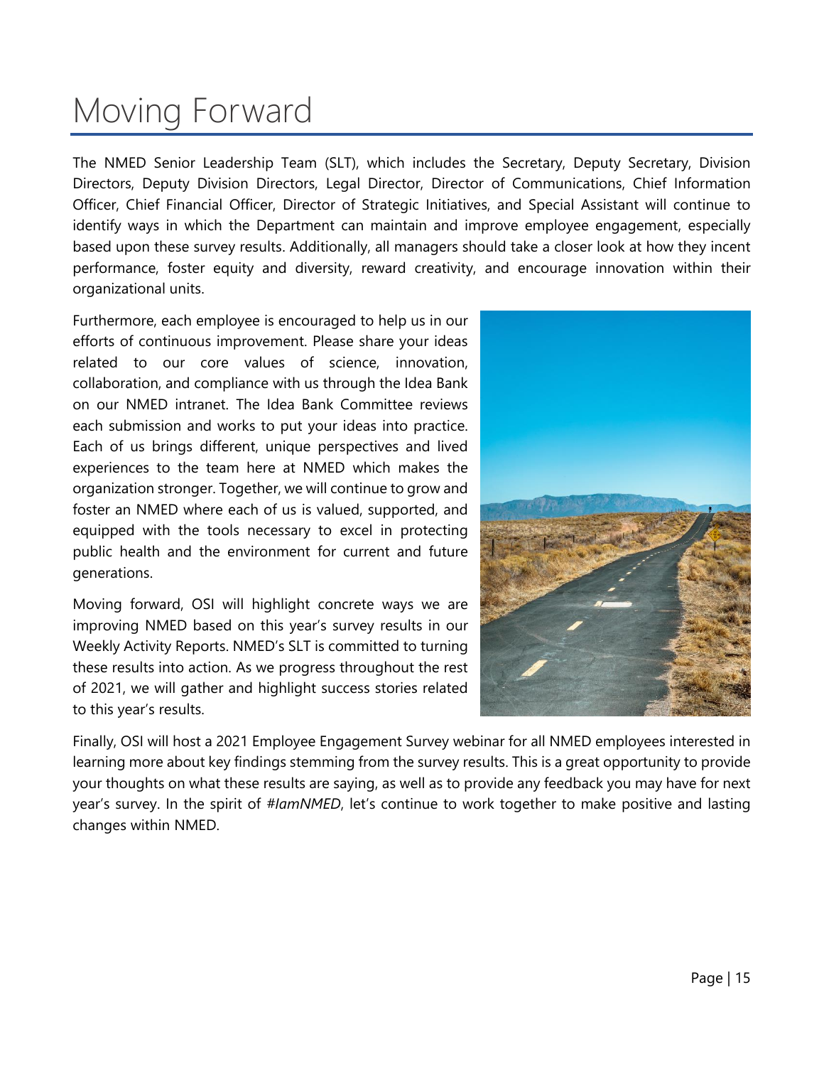# Moving Forward

The NMED Senior Leadership Team (SLT), which includes the Secretary, Deputy Secretary, Division Directors, Deputy Division Directors, Legal Director, Director of Communications, Chief Information Officer, Chief Financial Officer, Director of Strategic Initiatives, and Special Assistant will continue to identify ways in which the Department can maintain and improve employee engagement, especially based upon these survey results. Additionally, all managers should take a closer look at how they incent performance, foster equity and diversity, reward creativity, and encourage innovation within their organizational units.

Furthermore, each employee is encouraged to help us in our efforts of continuous improvement. Please share your ideas related to our core values of science, innovation, collaboration, and compliance with us through the Idea Bank on our NMED intranet. The Idea Bank Committee reviews each submission and works to put your ideas into practice. Each of us brings different, unique perspectives and lived experiences to the team here at NMED which makes the organization stronger. Together, we will continue to grow and foster an NMED where each of us is valued, supported, and equipped with the tools necessary to excel in protecting public health and the environment for current and future generations.

Moving forward, OSI will highlight concrete ways we are improving NMED based on this year's survey results in our Weekly Activity Reports. NMED's SLT is committed to turning these results into action. As we progress throughout the rest of 2021, we will gather and highlight success stories related to this year's results.

Finally, OSI will host a 2021 Employee Engagement Survey webinar for all NMED employees interested in learning more about key findings stemming from the survey results. This is a great opportunity to provide your thoughts on what these results are saying, as well as to provide any feedback you may have for next year's survey. In the spirit of *#IamNMED*, let's continue to work together to make positive and lasting changes within NMED.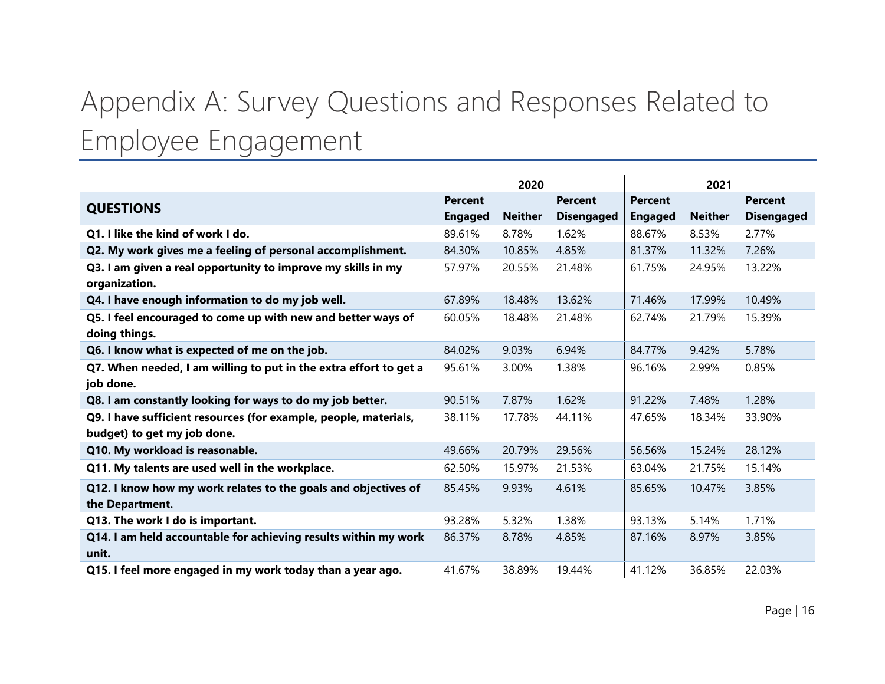# Appendix A: Survey Questions and Responses Related to Employee Engagement

| QUESTIONS | 2020 | | | 2021 | | |
|---|---|---|---|---|---|---|
| | Percent Engaged | Neither | Percent Disengaged | Percent Engaged | Neither | Percent Disengaged |
| **Q1. I like the kind of work I do.** | 89.61% | 8.78% | 1.62% | 88.67% | 8.53% | 2.77% |
| **Q2. My work gives me a feeling of personal accomplishment.** | 84.30% | 10.85% | 4.85% | 81.37% | 11.32% | 7.26% |
| **Q3. I am given a real opportunity to improve my skills in my organization.** | 57.97% | 20.55% | 21.48% | 61.75% | 24.95% | 13.22% |
| **Q4. I have enough information to do my job well.** | 67.89% | 18.48% | 13.62% | 71.46% | 17.99% | 10.49% |
| **Q5. I feel encouraged to come up with new and better ways of doing things.** | 60.05% | 18.48% | 21.48% | 62.74% | 21.79% | 15.39% |
| **Q6. I know what is expected of me on the job.** | 84.02% | 9.03% | 6.94% | 84.77% | 9.42% | 5.78% |
| **Q7. When needed, I am willing to put in the extra effort to get a job done.** | 95.61% | 3.00% | 1.38% | 96.16% | 2.99% | 0.85% |
| **Q8. I am constantly looking for ways to do my job better.** | 90.51% | 7.87% | 1.62% | 91.22% | 7.48% | 1.28% |
| **Q9. I have sufficient resources (for example, people, materials, budget) to get my job done.** | 38.11% | 17.78% | 44.11% | 47.65% | 18.34% | 33.90% |
| **Q10. My workload is reasonable.** | 49.66% | 20.79% | 29.56% | 56.56% | 15.24% | 28.12% |
| **Q11. My talents are used well in the workplace.** | 62.50% | 15.97% | 21.53% | 63.04% | 21.75% | 15.14% |
| **Q12. I know how my work relates to the goals and objectives of the Department.** | 85.45% | 9.93% | 4.61% | 85.65% | 10.47% | 3.85% |
| **Q13. The work I do is important.** | 93.28% | 5.32% | 1.38% | 93.13% | 5.14% | 1.71% |
| **Q14. I am held accountable for achieving results within my work unit.** | 86.37% | 8.78% | 4.85% | 87.16% | 8.97% | 3.85% |
| **Q15. I feel more engaged in my work today than a year ago.** | 41.67% | 38.89% | 19.44% | 41.12% | 36.85% | 22.03% |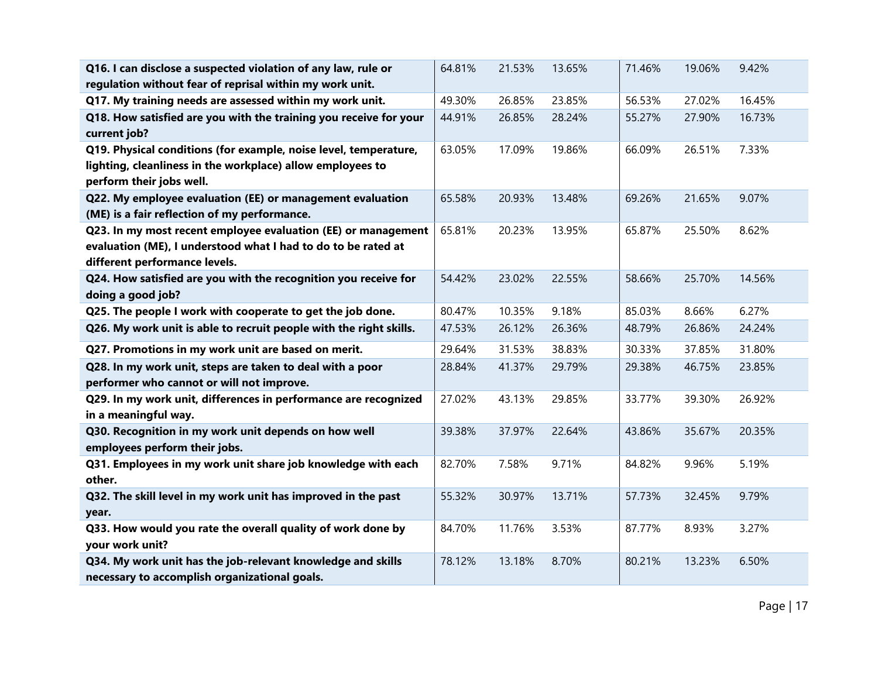| | | | | | | |
|---|---|---|---|---|---|---|
| **Q16. I can disclose a suspected violation of any law, rule or regulation without fear of reprisal within my work unit.** | 64.81% | 21.53% | 13.65% | 71.46% | 19.06% | 9.42% |
| **Q17. My training needs are assessed within my work unit.** | 49.30% | 26.85% | 23.85% | 56.53% | 27.02% | 16.45% |
| **Q18. How satisfied are you with the training you receive for your current job?** | 44.91% | 26.85% | 28.24% | 55.27% | 27.90% | 16.73% |
| **Q19. Physical conditions (for example, noise level, temperature, lighting, cleanliness in the workplace) allow employees to perform their jobs well.** | 63.05% | 17.09% | 19.86% | 66.09% | 26.51% | 7.33% |
| **Q22. My employee evaluation (EE) or management evaluation (ME) is a fair reflection of my performance.** | 65.58% | 20.93% | 13.48% | 69.26% | 21.65% | 9.07% |
| **Q23. In my most recent employee evaluation (EE) or management evaluation (ME), I understood what I had to do to be rated at different performance levels.** | 65.81% | 20.23% | 13.95% | 65.87% | 25.50% | 8.62% |
| **Q24. How satisfied are you with the recognition you receive for doing a good job?** | 54.42% | 23.02% | 22.55% | 58.66% | 25.70% | 14.56% |
| **Q25. The people I work with cooperate to get the job done.** | 80.47% | 10.35% | 9.18% | 85.03% | 8.66% | 6.27% |
| **Q26. My work unit is able to recruit people with the right skills.** | 47.53% | 26.12% | 26.36% | 48.79% | 26.86% | 24.24% |
| **Q27. Promotions in my work unit are based on merit.** | 29.64% | 31.53% | 38.83% | 30.33% | 37.85% | 31.80% |
| **Q28. In my work unit, steps are taken to deal with a poor performer who cannot or will not improve.** | 28.84% | 41.37% | 29.79% | 29.38% | 46.75% | 23.85% |
| **Q29. In my work unit, differences in performance are recognized in a meaningful way.** | 27.02% | 43.13% | 29.85% | 33.77% | 39.30% | 26.92% |
| **Q30. Recognition in my work unit depends on how well employees perform their jobs.** | 39.38% | 37.97% | 22.64% | 43.86% | 35.67% | 20.35% |
| **Q31. Employees in my work unit share job knowledge with each other.** | 82.70% | 7.58% | 9.71% | 84.82% | 9.96% | 5.19% |
| **Q32. The skill level in my work unit has improved in the past year.** | 55.32% | 30.97% | 13.71% | 57.73% | 32.45% | 9.79% |
| **Q33. How would you rate the overall quality of work done by your work unit?** | 84.70% | 11.76% | 3.53% | 87.77% | 8.93% | 3.27% |
| **Q34. My work unit has the job-relevant knowledge and skills necessary to accomplish organizational goals.** | 78.12% | 13.18% | 8.70% | 80.21% | 13.23% | 6.50% |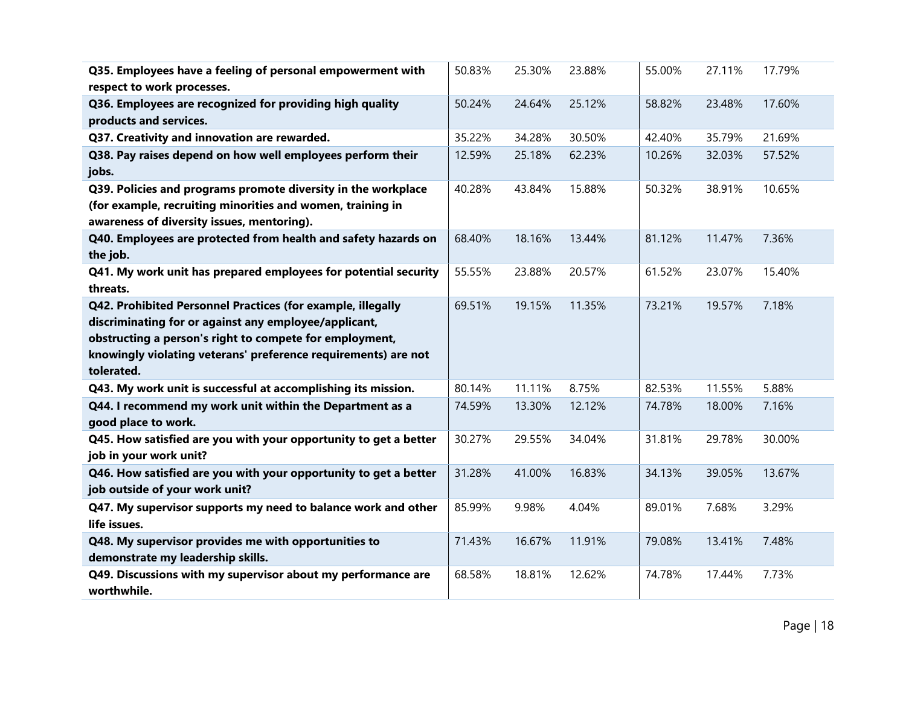| | | | | | | |
|---|---|---|---|---|---|---|
| **Q35. Employees have a feeling of personal empowerment with respect to work processes.** | 50.83% | 25.30% | 23.88% | 55.00% | 27.11% | 17.79% |
| **Q36. Employees are recognized for providing high quality products and services.** | 50.24% | 24.64% | 25.12% | 58.82% | 23.48% | 17.60% |
| **Q37. Creativity and innovation are rewarded.** | 35.22% | 34.28% | 30.50% | 42.40% | 35.79% | 21.69% |
| **Q38. Pay raises depend on how well employees perform their jobs.** | 12.59% | 25.18% | 62.23% | 10.26% | 32.03% | 57.52% |
| **Q39. Policies and programs promote diversity in the workplace (for example, recruiting minorities and women, training in awareness of diversity issues, mentoring).** | 40.28% | 43.84% | 15.88% | 50.32% | 38.91% | 10.65% |
| **Q40. Employees are protected from health and safety hazards on the job.** | 68.40% | 18.16% | 13.44% | 81.12% | 11.47% | 7.36% |
| **Q41. My work unit has prepared employees for potential security threats.** | 55.55% | 23.88% | 20.57% | 61.52% | 23.07% | 15.40% |
| **Q42. Prohibited Personnel Practices (for example, illegally discriminating for or against any employee/applicant, obstructing a person's right to compete for employment, knowingly violating veterans' preference requirements) are not tolerated.** | 69.51% | 19.15% | 11.35% | 73.21% | 19.57% | 7.18% |
| **Q43. My work unit is successful at accomplishing its mission.** | 80.14% | 11.11% | 8.75% | 82.53% | 11.55% | 5.88% |
| **Q44. I recommend my work unit within the Department as a good place to work.** | 74.59% | 13.30% | 12.12% | 74.78% | 18.00% | 7.16% |
| **Q45. How satisfied are you with your opportunity to get a better job in your work unit?** | 30.27% | 29.55% | 34.04% | 31.81% | 29.78% | 30.00% |
| **Q46. How satisfied are you with your opportunity to get a better job outside of your work unit?** | 31.28% | 41.00% | 16.83% | 34.13% | 39.05% | 13.67% |
| **Q47. My supervisor supports my need to balance work and other life issues.** | 85.99% | 9.98% | 4.04% | 89.01% | 7.68% | 3.29% |
| **Q48. My supervisor provides me with opportunities to demonstrate my leadership skills.** | 71.43% | 16.67% | 11.91% | 79.08% | 13.41% | 7.48% |
| **Q49. Discussions with my supervisor about my performance are worthwhile.** | 68.58% | 18.81% | 12.62% | 74.78% | 17.44% | 7.73% |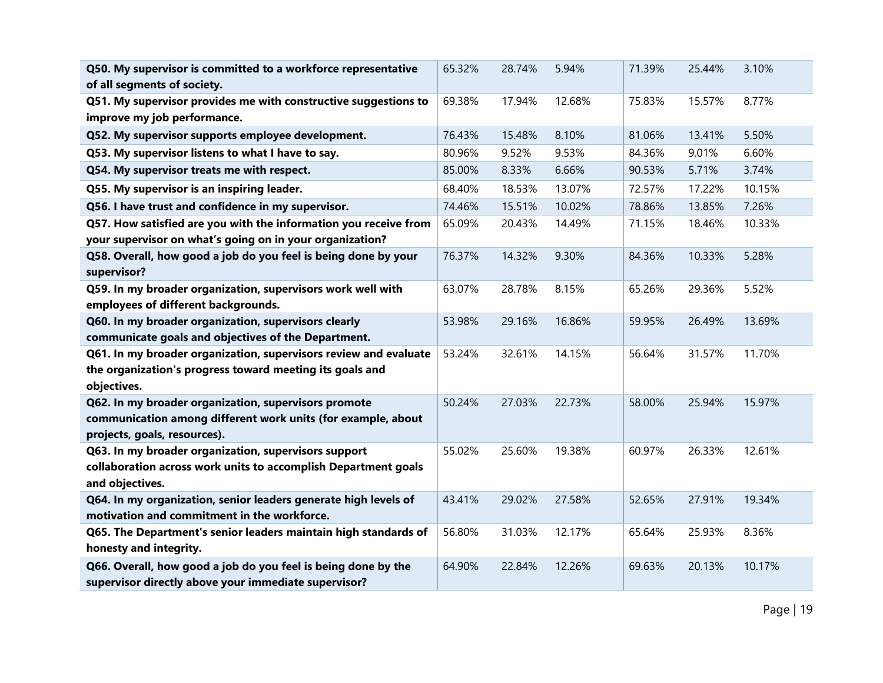| | | | | | | |
|---|---|---|---|---|---|---|
| **Q50. My supervisor is committed to a workforce representative of all segments of society.** | 65.32% | 28.74% | 5.94% | 71.39% | 25.44% | 3.10% |
| **Q51. My supervisor provides me with constructive suggestions to improve my job performance.** | 69.38% | 17.94% | 12.68% | 75.83% | 15.57% | 8.77% |
| **Q52. My supervisor supports employee development.** | 76.43% | 15.48% | 8.10% | 81.06% | 13.41% | 5.50% |
| **Q53. My supervisor listens to what I have to say.** | 80.96% | 9.52% | 9.53% | 84.36% | 9.01% | 6.60% |
| **Q54. My supervisor treats me with respect.** | 85.00% | 8.33% | 6.66% | 90.53% | 5.71% | 3.74% |
| **Q55. My supervisor is an inspiring leader.** | 68.40% | 18.53% | 13.07% | 72.57% | 17.22% | 10.15% |
| **Q56. I have trust and confidence in my supervisor.** | 74.46% | 15.51% | 10.02% | 78.86% | 13.85% | 7.26% |
| **Q57. How satisfied are you with the information you receive from your supervisor on what's going on in your organization?** | 65.09% | 20.43% | 14.49% | 71.15% | 18.46% | 10.33% |
| **Q58. Overall, how good a job do you feel is being done by your supervisor?** | 76.37% | 14.32% | 9.30% | 84.36% | 10.33% | 5.28% |
| **Q59. In my broader organization, supervisors work well with employees of different backgrounds.** | 63.07% | 28.78% | 8.15% | 65.26% | 29.36% | 5.52% |
| **Q60. In my broader organization, supervisors clearly communicate goals and objectives of the Department.** | 53.98% | 29.16% | 16.86% | 59.95% | 26.49% | 13.69% |
| **Q61. In my broader organization, supervisors review and evaluate the organization's progress toward meeting its goals and objectives.** | 53.24% | 32.61% | 14.15% | 56.64% | 31.57% | 11.70% |
| **Q62. In my broader organization, supervisors promote communication among different work units (for example, about projects, goals, resources).** | 50.24% | 27.03% | 22.73% | 58.00% | 25.94% | 15.97% |
| **Q63. In my broader organization, supervisors support collaboration across work units to accomplish Department goals and objectives.** | 55.02% | 25.60% | 19.38% | 60.97% | 26.33% | 12.61% |
| **Q64. In my organization, senior leaders generate high levels of motivation and commitment in the workforce.** | 43.41% | 29.02% | 27.58% | 52.65% | 27.91% | 19.34% |
| **Q65. The Department's senior leaders maintain high standards of honesty and integrity.** | 56.80% | 31.03% | 12.17% | 65.64% | 25.93% | 8.36% |
| **Q66. Overall, how good a job do you feel is being done by the supervisor directly above your immediate supervisor?** | 64.90% | 22.84% | 12.26% | 69.63% | 20.13% | 10.17% |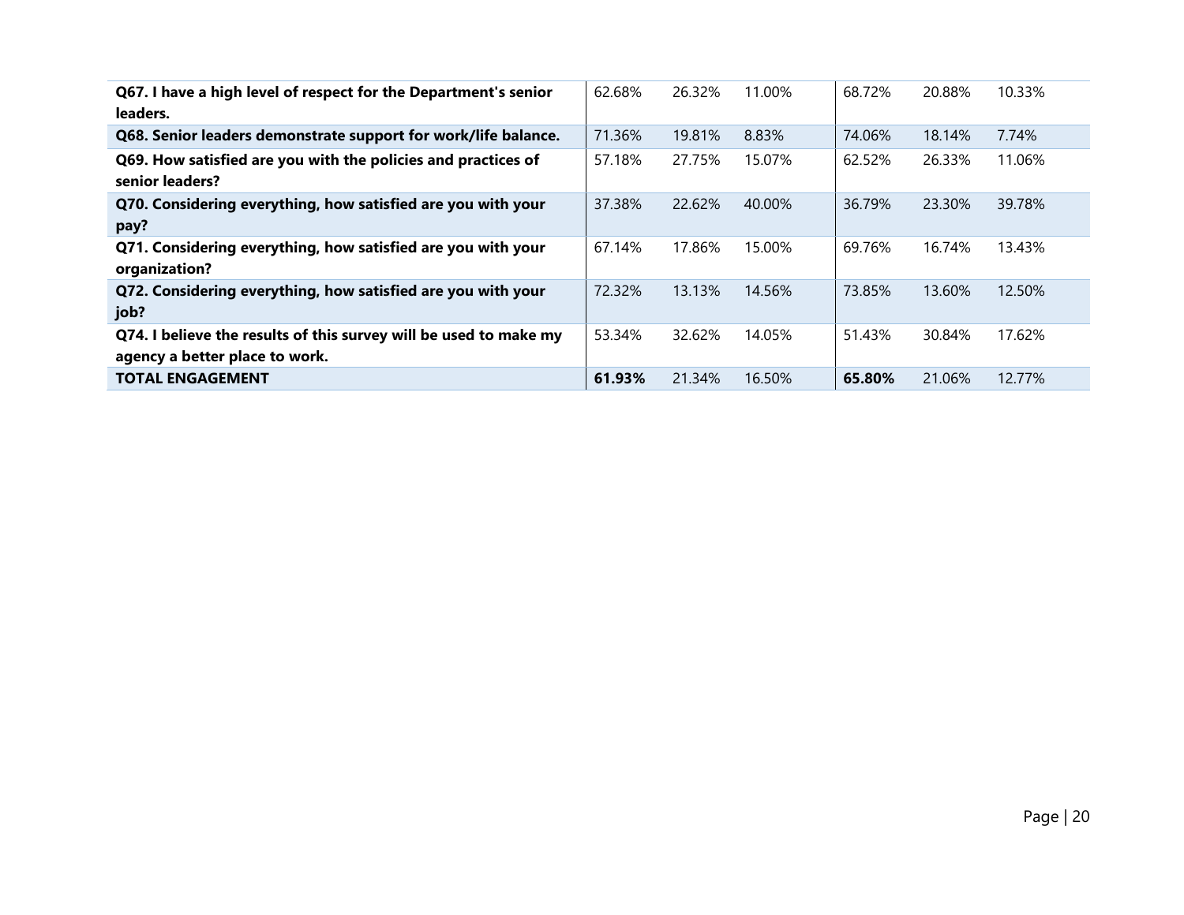| | | | | | | |
|---|---|---|---|---|---|---|
| **Q67. I have a high level of respect for the Department's senior leaders.** | 62.68% | 26.32% | 11.00% | 68.72% | 20.88% | 10.33% |
| **Q68. Senior leaders demonstrate support for work/life balance.** | 71.36% | 19.81% | 8.83% | 74.06% | 18.14% | 7.74% |
| **Q69. How satisfied are you with the policies and practices of senior leaders?** | 57.18% | 27.75% | 15.07% | 62.52% | 26.33% | 11.06% |
| **Q70. Considering everything, how satisfied are you with your pay?** | 37.38% | 22.62% | 40.00% | 36.79% | 23.30% | 39.78% |
| **Q71. Considering everything, how satisfied are you with your organization?** | 67.14% | 17.86% | 15.00% | 69.76% | 16.74% | 13.43% |
| **Q72. Considering everything, how satisfied are you with your job?** | 72.32% | 13.13% | 14.56% | 73.85% | 13.60% | 12.50% |
| **Q74. I believe the results of this survey will be used to make my agency a better place to work.** | 53.34% | 32.62% | 14.05% | 51.43% | 30.84% | 17.62% |
| **TOTAL ENGAGEMENT** | **61.93%** | 21.34% | 16.50% | **65.80%** | 21.06% | 12.77% |